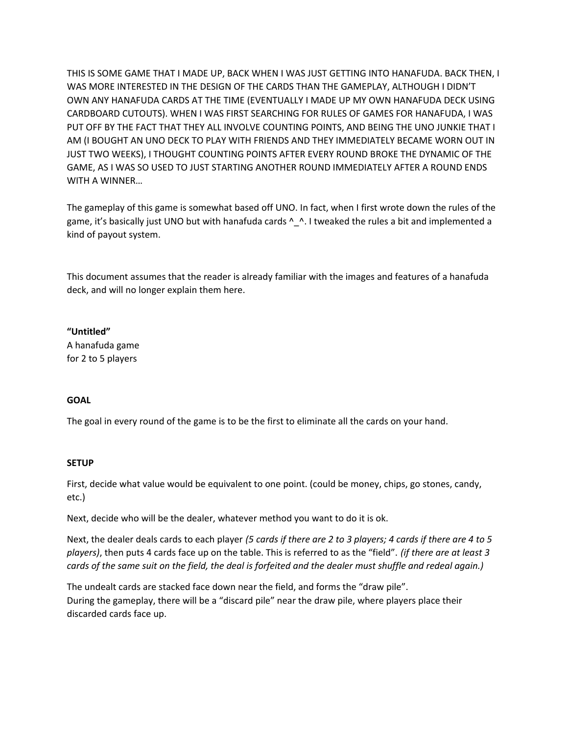THIS IS SOME GAME THAT I MADE UP, BACK WHEN I WAS JUST GETTING INTO HANAFUDA. BACK THEN, I WAS MORE INTERESTED IN THE DESIGN OF THE CARDS THAN THE GAMEPLAY, ALTHOUGH I DIDN'T OWN ANY HANAFUDA CARDS AT THE TIME (EVENTUALLY I MADE UP MY OWN HANAFUDA DECK USING CARDBOARD CUTOUTS). WHEN I WAS FIRST SEARCHING FOR RULES OF GAMES FOR HANAFUDA, I WAS PUT OFF BY THE FACT THAT THEY ALL INVOLVE COUNTING POINTS, AND BEING THE UNO JUNKIE THAT I AM (I BOUGHT AN UNO DECK TO PLAY WITH FRIENDS AND THEY IMMEDIATELY BECAME WORN OUT IN JUST TWO WEEKS), I THOUGHT COUNTING POINTS AFTER EVERY ROUND BROKE THE DYNAMIC OF THE GAME, AS I WAS SO USED TO JUST STARTING ANOTHER ROUND IMMEDIATELY AFTER A ROUND ENDS WITH A WINNER…

The gameplay of this game is somewhat based off UNO. In fact, when I first wrote down the rules of the game, it's basically just UNO but with hanafuda cards ^_^. I tweaked the rules a bit and implemented a kind of payout system.

This document assumes that the reader is already familiar with the images and features of a hanafuda deck, and will no longer explain them here.

**"Untitled"**
A hanafuda game
for 2 to 5 players

**GOAL**

The goal in every round of the game is to be the first to eliminate all the cards on your hand.

**SETUP**

First, decide what value would be equivalent to one point. (could be money, chips, go stones, candy, etc.)

Next, decide who will be the dealer, whatever method you want to do it is ok.

Next, the dealer deals cards to each player *(5 cards if there are 2 to 3 players; 4 cards if there are 4 to 5 players)*, then puts 4 cards face up on the table. This is referred to as the "field". *(if there are at least 3 cards of the same suit on the field, the deal is forfeited and the dealer must shuffle and redeal again.)*

The undealt cards are stacked face down near the field, and forms the "draw pile".
During the gameplay, there will be a "discard pile" near the draw pile, where players place their discarded cards face up.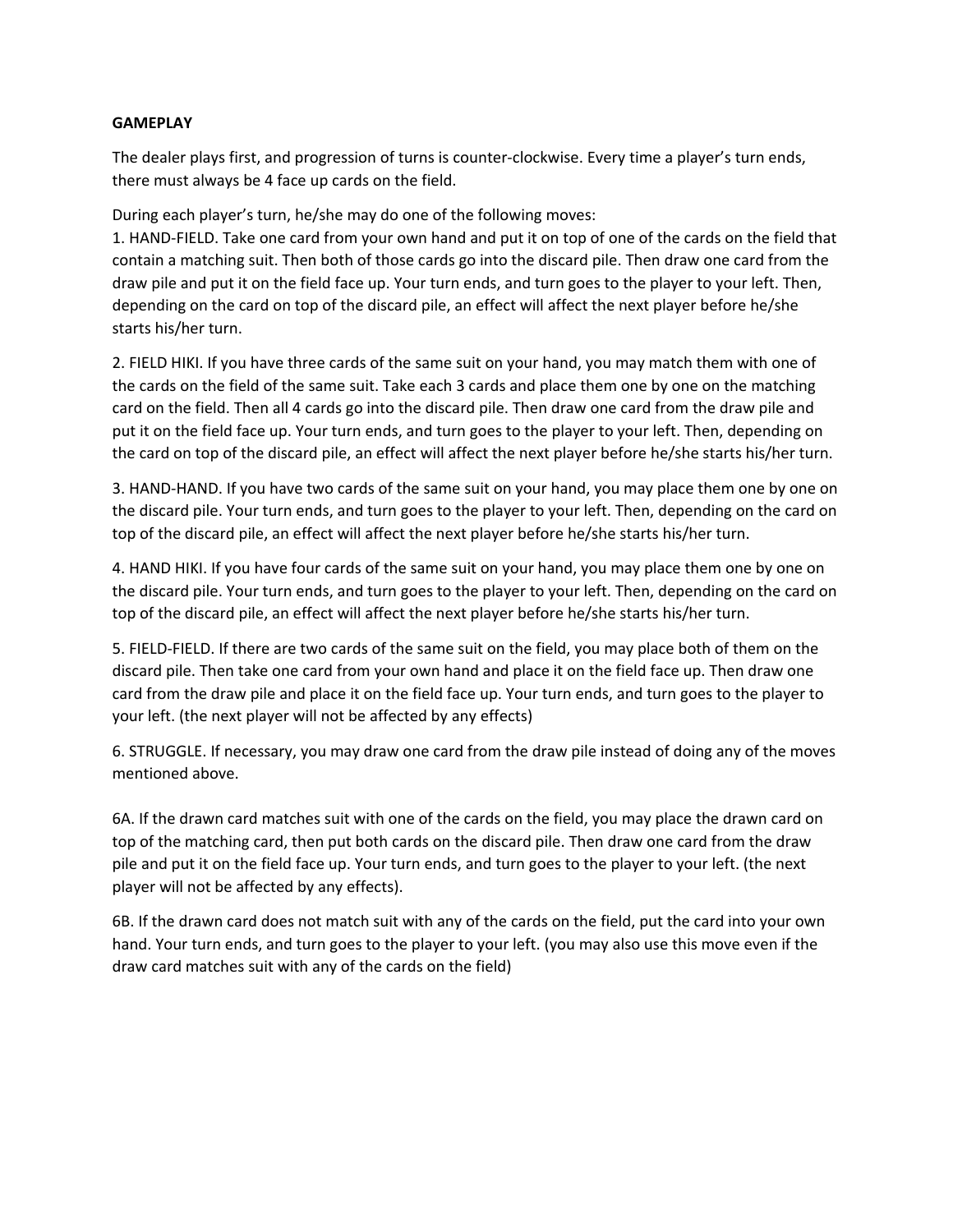**GAMEPLAY**

The dealer plays first, and progression of turns is counter-clockwise. Every time a player's turn ends, there must always be 4 face up cards on the field.

During each player's turn, he/she may do one of the following moves:

1. HAND-FIELD. Take one card from your own hand and put it on top of one of the cards on the field that contain a matching suit. Then both of those cards go into the discard pile. Then draw one card from the draw pile and put it on the field face up. Your turn ends, and turn goes to the player to your left. Then, depending on the card on top of the discard pile, an effect will affect the next player before he/she starts his/her turn.

2. FIELD HIKI. If you have three cards of the same suit on your hand, you may match them with one of the cards on the field of the same suit. Take each 3 cards and place them one by one on the matching card on the field. Then all 4 cards go into the discard pile. Then draw one card from the draw pile and put it on the field face up. Your turn ends, and turn goes to the player to your left. Then, depending on the card on top of the discard pile, an effect will affect the next player before he/she starts his/her turn.

3. HAND-HAND. If you have two cards of the same suit on your hand, you may place them one by one on the discard pile. Your turn ends, and turn goes to the player to your left. Then, depending on the card on top of the discard pile, an effect will affect the next player before he/she starts his/her turn.

4. HAND HIKI. If you have four cards of the same suit on your hand, you may place them one by one on the discard pile. Your turn ends, and turn goes to the player to your left. Then, depending on the card on top of the discard pile, an effect will affect the next player before he/she starts his/her turn.

5. FIELD-FIELD. If there are two cards of the same suit on the field, you may place both of them on the discard pile. Then take one card from your own hand and place it on the field face up. Then draw one card from the draw pile and place it on the field face up. Your turn ends, and turn goes to the player to your left. (the next player will not be affected by any effects)

6. STRUGGLE. If necessary, you may draw one card from the draw pile instead of doing any of the moves mentioned above.

6A. If the drawn card matches suit with one of the cards on the field, you may place the drawn card on top of the matching card, then put both cards on the discard pile. Then draw one card from the draw pile and put it on the field face up. Your turn ends, and turn goes to the player to your left. (the next player will not be affected by any effects).

6B. If the drawn card does not match suit with any of the cards on the field, put the card into your own hand. Your turn ends, and turn goes to the player to your left. (you may also use this move even if the draw card matches suit with any of the cards on the field)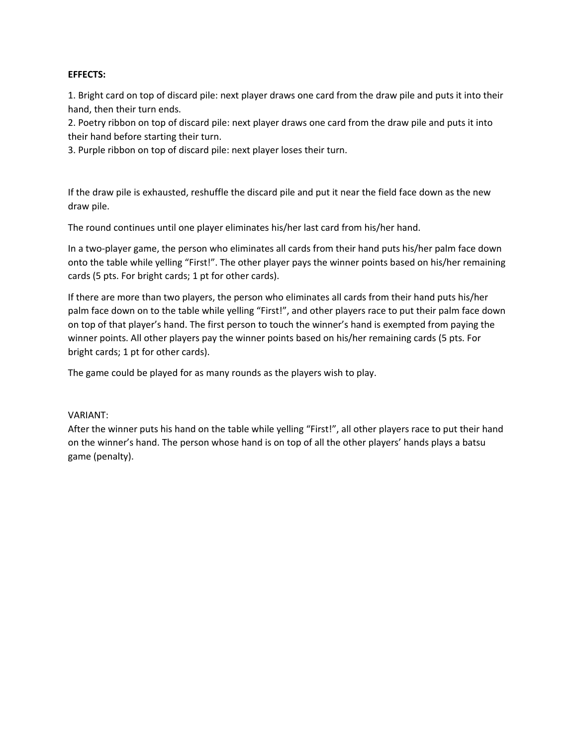**EFFECTS:**

1. Bright card on top of discard pile: next player draws one card from the draw pile and puts it into their hand, then their turn ends.
2. Poetry ribbon on top of discard pile: next player draws one card from the draw pile and puts it into their hand before starting their turn.
3. Purple ribbon on top of discard pile: next player loses their turn.

If the draw pile is exhausted, reshuffle the discard pile and put it near the field face down as the new draw pile.

The round continues until one player eliminates his/her last card from his/her hand.

In a two-player game, the person who eliminates all cards from their hand puts his/her palm face down onto the table while yelling "First!". The other player pays the winner points based on his/her remaining cards (5 pts. For bright cards; 1 pt for other cards).

If there are more than two players, the person who eliminates all cards from their hand puts his/her palm face down on to the table while yelling "First!", and other players race to put their palm face down on top of that player's hand. The first person to touch the winner's hand is exempted from paying the winner points. All other players pay the winner points based on his/her remaining cards (5 pts. For bright cards; 1 pt for other cards).

The game could be played for as many rounds as the players wish to play.

VARIANT:
After the winner puts his hand on the table while yelling "First!", all other players race to put their hand on the winner's hand. The person whose hand is on top of all the other players' hands plays a batsu game (penalty).